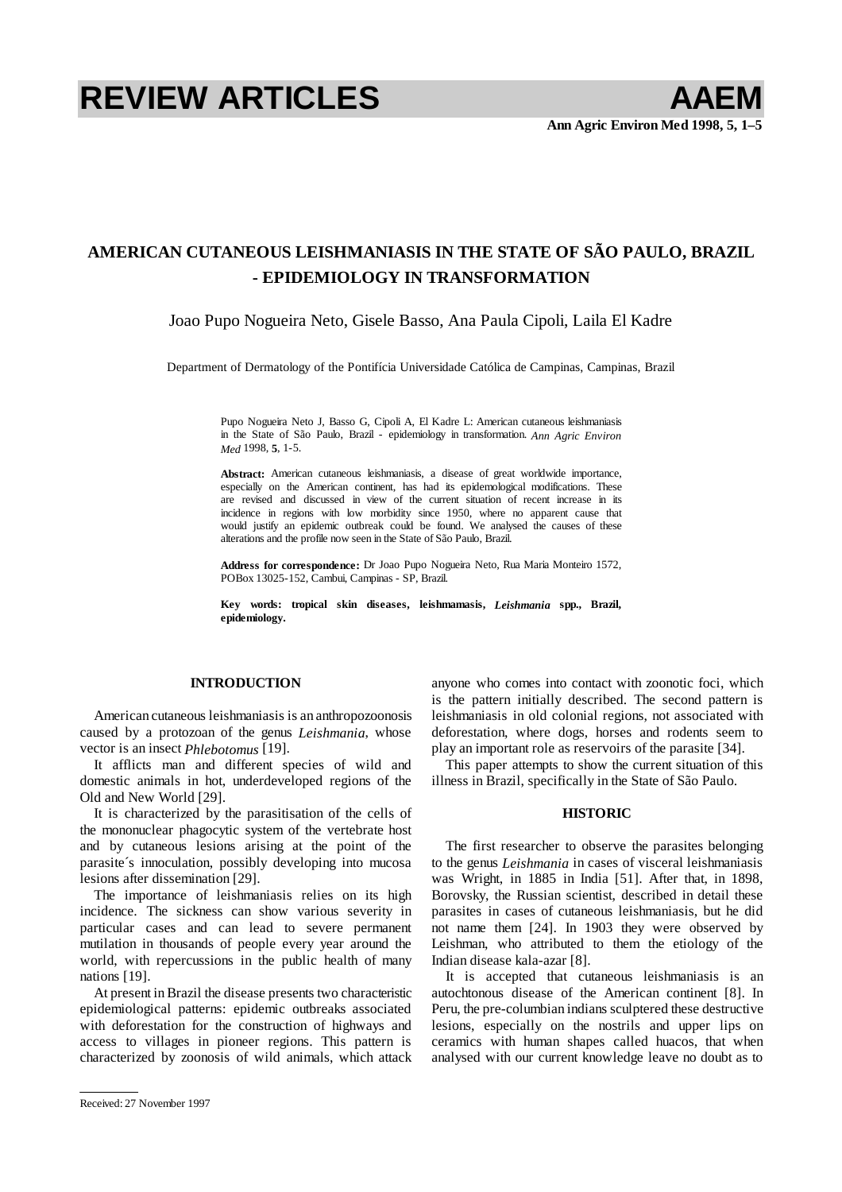# AMERICAN CUTANEOUS LEISHMANIASIS IN THE STATE OF SÃO PAULO, BRAZIL - EPIDEMIOLOGY IN TRANSFORMATION

Joao Pupo Nogueira Neto, Gisele Basso, Ana Paula Cipoli, Laila El Kadre

Department of Dermatology of the Pontifícia Universidade Católica de Campinas, Campinas, Brazil

Pupo Nogueira Neto J, Basso G, Cipoli A, El Kadre L: American cutaneous leishmaniasis in the State of São Paulo, Brazil - epidemiology in transformation. *Ann Agric Environ Med* 1998, **5**, 1-5.

**Abstract:** American cutaneous leishmaniasis, a disease of great worldwide importance, especially on the American continent, has had its epidemological modifications. These are revised and discussed in view of the current situation of recent increase in its incidence in regions with low morbidity since 1950, where no apparent cause that would justify an epidemic outbreak could be found. We analysed the causes of these alterations and the profile now seen in the State of São Paulo, Brazil.

**Address for correspondence:** Dr Joao Pupo Nogueira Neto, Rua Maria Monteiro 1572, POBox 13025-152, Cambui, Campinas - SP, Brazil.

**Key words: tropical skin diseases, leishmamasis, *Leishmania* spp., Brazil, epidemiology.**

## INTRODUCTION

American cutaneous leishmaniasis is an anthropozoonosis caused by a protozoan of the genus *Leishmania*, whose vector is an insect *Phlebotomus* [19].

It afflicts man and different species of wild and domestic animals in hot, underdeveloped regions of the Old and New World [29].

It is characterized by the parasitisation of the cells of the mononuclear phagocytic system of the vertebrate host and by cutaneous lesions arising at the point of the parasite´s innoculation, possibly developing into mucosa lesions after dissemination [29].

The importance of leishmaniasis relies on its high incidence. The sickness can show various severity in particular cases and can lead to severe permanent mutilation in thousands of people every year around the world, with repercussions in the public health of many nations [19].

At present in Brazil the disease presents two characteristic epidemiological patterns: epidemic outbreaks associated with deforestation for the construction of highways and access to villages in pioneer regions. This pattern is characterized by zoonosis of wild animals, which attack anyone who comes into contact with zoonotic foci, which is the pattern initially described. The second pattern is leishmaniasis in old colonial regions, not associated with deforestation, where dogs, horses and rodents seem to play an important role as reservoirs of the parasite [34].

This paper attempts to show the current situation of this illness in Brazil, specifically in the State of São Paulo.

## HISTORIC

The first researcher to observe the parasites belonging to the genus *Leishmania* in cases of visceral leishmaniasis was Wright, in 1885 in India [51]. After that, in 1898, Borovsky, the Russian scientist, described in detail these parasites in cases of cutaneous leishmaniasis, but he did not name them [24]. In 1903 they were observed by Leishman, who attributed to them the etiology of the Indian disease kala-azar [8].

It is accepted that cutaneous leishmaniasis is an autochtonous disease of the American continent [8]. In Peru, the pre-columbian indians sculptered these destructive lesions, especially on the nostrils and upper lips on ceramics with human shapes called huacos, that when analysed with our current knowledge leave no doubt as to

Received: 27 November 1997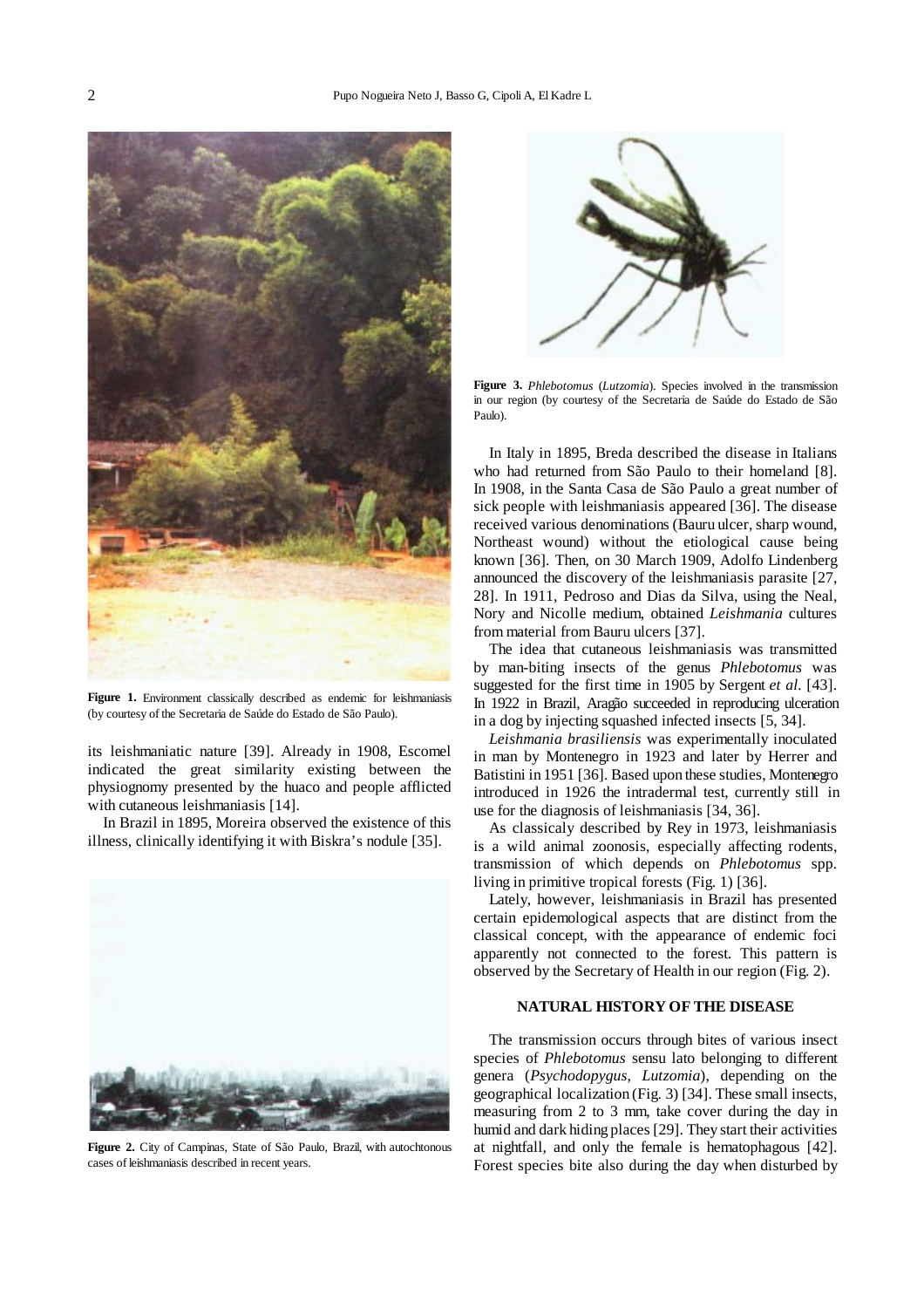Figure 1. Environment classically described as endemic for leishmaniasis (by courtesy of the Secretaria de Saúde do Estado de São Paulo).

its leishmaniatic nature [39]. Already in 1908, Escomel indicated the great similarity existing between the physiognomy presented by the huaco and people afflicted with cutaneous leishmaniasis [14].

In Brazil in 1895, Moreira observed the existence of this illness, clinically identifying it with Biskra's nodule [35].

Figure 2. City of Campinas, State of São Paulo, Brazil, with autochtonous cases of leishmaniasis described in recent years.

Figure 3. *Phlebotomus* (*Lutzomia*). Species involved in the transmission in our region (by courtesy of the Secretaria de Saúde do Estado de São Paulo).

In Italy in 1895, Breda described the disease in Italians who had returned from São Paulo to their homeland [8]. In 1908, in the Santa Casa de São Paulo a great number of sick people with leishmaniasis appeared [36]. The disease received various denominations (Bauru ulcer, sharp wound, Northeast wound) without the etiological cause being known [36]. Then, on 30 March 1909, Adolfo Lindenberg announced the discovery of the leishmaniasis parasite [27, 28]. In 1911, Pedroso and Dias da Silva, using the Neal, Nory and Nicolle medium, obtained *Leishmania* cultures from material from Bauru ulcers [37].

The idea that cutaneous leishmaniasis was transmitted by man-biting insects of the genus *Phlebotomus* was suggested for the first time in 1905 by Sergent *et al*. [43]. In 1922 in Brazil, Aragão succeeded in reproducing ulceration in a dog by injecting squashed infected insects [5, 34].

*Leishmania brasiliensis* was experimentally inoculated in man by Montenegro in 1923 and later by Herrer and Batistini in 1951 [36]. Based upon these studies, Montenegro introduced in 1926 the intradermal test, currently still in use for the diagnosis of leishmaniasis [34, 36].

As classicaly described by Rey in 1973, leishmaniasis is a wild animal zoonosis, especially affecting rodents, transmission of which depends on *Phlebotomus* spp. living in primitive tropical forests (Fig. 1) [36].

Lately, however, leishmaniasis in Brazil has presented certain epidemiological aspects that are distinct from the classical concept, with the appearance of endemic foci apparently not connected to the forest. This pattern is observed by the Secretary of Health in our region (Fig. 2).

## NATURAL HISTORY OF THE DISEASE

The transmission occurs through bites of various insect species of *Phlebotomus* sensu lato belonging to different genera (*Psychodopygus*, *Lutzomia*), depending on the geographical localization (Fig. 3) [34]. These small insects, measuring from 2 to 3 mm, take cover during the day in humid and dark hiding places [29]. They start their activities at nightfall, and only the female is hematophagous [42]. Forest species bite also during the day when disturbed by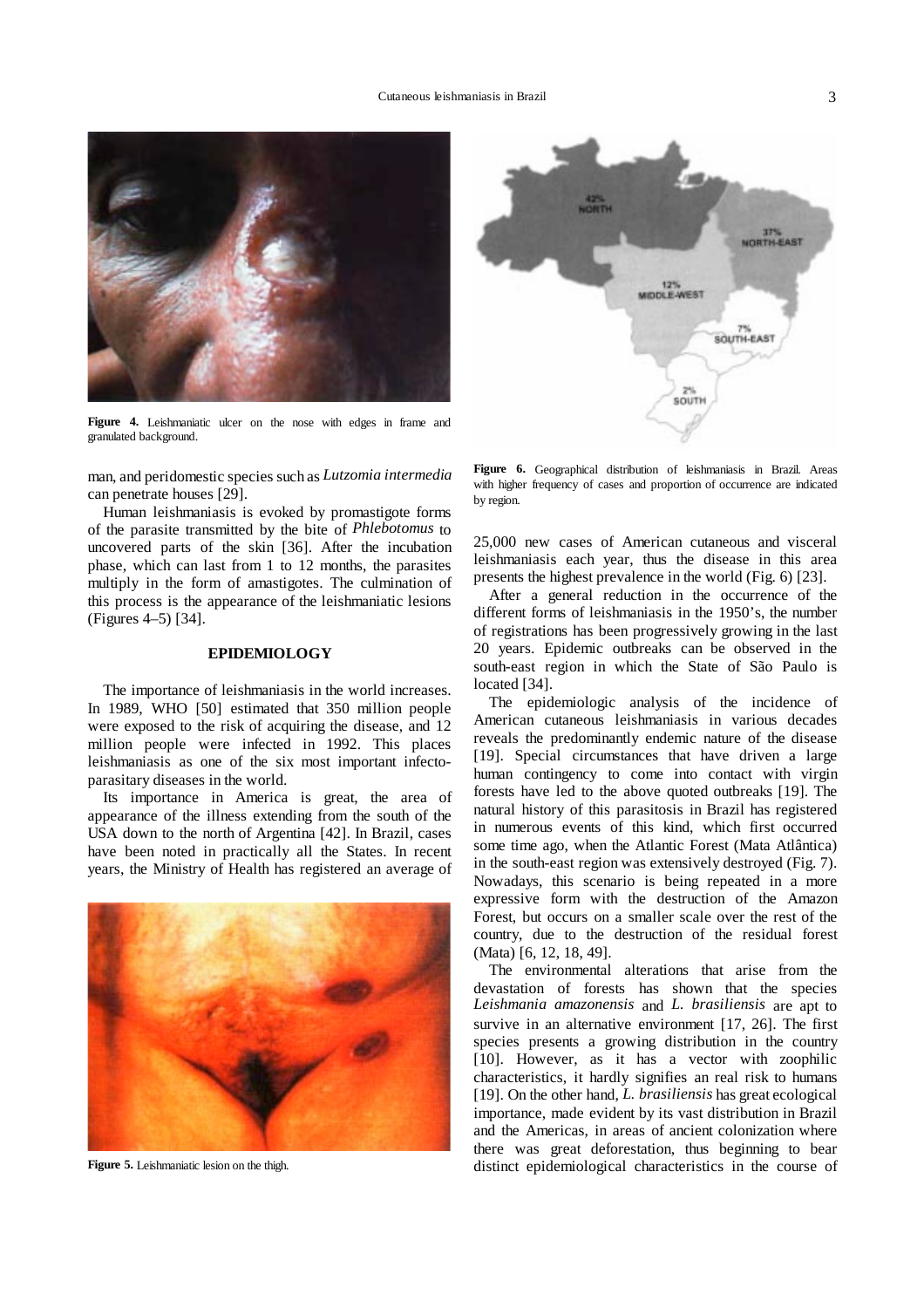Figure 4. Leishmaniatic ulcer on the nose with edges in frame and granulated background.

man, and peridomestic species such as *Lutzomia intermedia* can penetrate houses [29].

Human leishmaniasis is evoked by promastigote forms of the parasite transmitted by the bite of *Phlebotomus* to uncovered parts of the skin [36]. After the incubation phase, which can last from 1 to 12 months, the parasites multiply in the form of amastigotes. The culmination of this process is the appearance of the leishmaniatic lesions (Figures 4–5) [34].

## EPIDEMIOLOGY

The importance of leishmaniasis in the world increases. In 1989, WHO [50] estimated that 350 million people were exposed to the risk of acquiring the disease, and 12 million people were infected in 1992. This places leishmaniasis as one of the six most important infecto-parasitary diseases in the world.

Its importance in America is great, the area of appearance of the illness extending from the south of the USA down to the north of Argentina [42]. In Brazil, cases have been noted in practically all the States. In recent years, the Ministry of Health has registered an average of 25,000 new cases of American cutaneous and visceral leishmaniasis each year, thus the disease in this area presents the highest prevalence in the world (Fig. 6) [23].

Figure 5. Leishmaniatic lesion on the thigh.

Figure 6. Geographical distribution of leishmaniasis in Brazil. Areas with higher frequency of cases and proportion of occurrence are indicated by region.

After a general reduction in the occurrence of the different forms of leishmaniasis in the 1950's, the number of registrations has been progressively growing in the last 20 years. Epidemic outbreaks can be observed in the south-east region in which the State of São Paulo is located [34].

The epidemiologic analysis of the incidence of American cutaneous leishmaniasis in various decades reveals the predominantly endemic nature of the disease [19]. Special circumstances that have driven a large human contingency to come into contact with virgin forests have led to the above quoted outbreaks [19]. The natural history of this parasitosis in Brazil has registered in numerous events of this kind, which first occurred some time ago, when the Atlantic Forest (Mata Atlântica) in the south-east region was extensively destroyed (Fig. 7). Nowadays, this scenario is being repeated in a more expressive form with the destruction of the Amazon Forest, but occurs on a smaller scale over the rest of the country, due to the destruction of the residual forest (Mata) [6, 12, 18, 49].

The environmental alterations that arise from the devastation of forests has shown that the species *Leishmania amazonensis* and *L. brasiliensis* are apt to survive in an alternative environment [17, 26]. The first species presents a growing distribution in the country [10]. However, as it has a vector with zoophilic characteristics, it hardly signifies an real risk to humans [19]. On the other hand, *L. brasiliensis* has great ecological importance, made evident by its vast distribution in Brazil and the Americas, in areas of ancient colonization where there was great deforestation, thus beginning to bear distinct epidemiological characteristics in the course of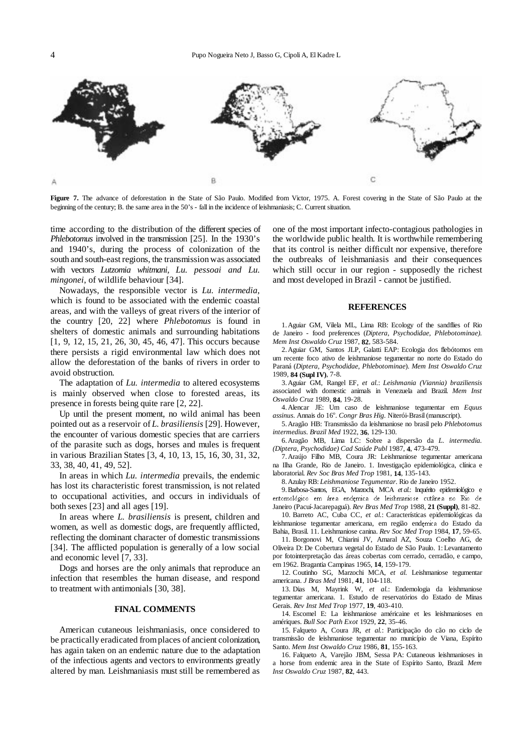**Figure 7.** The advance of deforestation in the State of São Paulo. Modified from Victor, 1975. A. Forest covering in the State of São Paulo at the beginning of the century; B. the same area in the 50's - fall in the incidence of leishmaniasis; C. Current situation.

time according to the distribution of the different species of *Phlebotomus* involved in the transmission [25]. In the 1930's and 1940's, during the process of colonization of the south and south-east regions, the transmission was associated with vectors *Lutzomia whitmani, Lu. pessoai and Lu. mingonei*, of wildlife behaviour [34].

Nowadays, the responsible vector is *Lu. intermedia*, which is found to be associated with the endemic coastal areas, and with the valleys of great rivers of the interior of the country [20, 22] where *Phlebotomus* is found in shelters of domestic animals and surrounding habitations [1, 9, 12, 15, 21, 26, 30, 45, 46, 47]. This occurs because there persists a rigid environmental law which does not allow the deforestation of the banks of rivers in order to avoid obstruction.

The adaptation of *Lu. intermedia* to altered ecosystems is mainly observed when close to forested areas, its presence in forests being quite rare [2, 22].

Up until the present moment, no wild animal has been pointed out as a reservoir of *L. brasiliensis* [29]. However, the encounter of various domestic species that are carriers of the parasite such as dogs, horses and mules is frequent in various Brazilian States [3, 4, 10, 13, 15, 16, 30, 31, 32, 33, 38, 40, 41, 49, 52].

In areas in which *Lu. intermedia* prevails, the endemic has lost its characteristic forest transmission, is not related to occupational activities, and occurs in individuals of both sexes [23] and all ages [19].

In areas where *L. brasiliensis* is present, children and women, as well as domestic dogs, are frequently afflicted, reflecting the dominant character of domestic transmissions [34]. The afflicted population is generally of a low social and economic level [7, 33].

Dogs and horses are the only animals that reproduce an infection that resembles the human disease, and respond to treatment with antimonials [30, 38].

## FINAL COMMENTS

American cutaneous leishmaniasis, once considered to be practically eradicated from places of ancient colonization, has again taken on an endemic nature due to the adaptation of the infectious agents and vectors to environments greatly altered by man. Leishmaniasis must still be remembered as one of the most important infecto-contagious pathologies in the worldwide public health. It is worthwhile remembering that its control is neither difficult nor expensive, therefore the outbreaks of leishmaniasis and their consequences which still occur in our region - supposedly the richest and most developed in Brazil - cannot be justified.

## REFERENCES

1. Aguiar GM, Vilela ML, Lima RB: Ecology of the sandflies of Rio de Janeiro - food preferences (*Diptera, Psychodidae, Phlebotominae). Mem Inst Oswaldo Cruz* 1987, **82**, 583-584.
2. Aguiar GM, Santos JLP, Galatti EAP: Ecologia dos flebótomos em um recente foco ativo de leishmaniose tegumentar no norte do Estado do Paraná (*Diptera, Psychodidae, Phlebotominae*). *Mem Inst Oswaldo Cruz* 1989, **84 (Supl IV)**, 7-8.
3. Aguiar GM, Rangel EF, *et al.*: *Leishmania (Viannia) braziliensis* associated with domestic animals in Venezuela and Brazil. *Mem Inst Oswaldo Cruz* 1989, **84**, 19-28.
4. Alencar JE: Um caso de leishmaniose tegumentar em *Equus assinus*. Annais do 16º. *Congr Bras Hig*. Niterói-Brasil (manuscript).
5. Aragão HB: Transmissão da leishmaniose no brasil pelo *Phlebotomus intermedius*. *Brazil Med* 1922, **36**, 129-130.
6. Aragão MB, Lima LC: Sobre a dispersão da *L. intermedia. (Diptera, Psychodidae) Cad Saúde Publ* 1987, **4**, 473-479.
7. Araújo Filho MB, Coura JR: Leishmaniose tegumentar americana na Ilha Grande, Rio de Janeiro. 1. Investigação epidemiológica, clínica e laboratorial. *Rev Soc Bras Med Trop* 1981, **14**, 135-143.
8. Azulay RB: *Leishmaniose Tegumentar*. Rio de Janeiro 1952.
9. Barbosa-Santos, EGA, Marzochi, MCA *et al.*: Inquérito epidemiológico e entomológico em área endemica de leishmaniose cutânea no Rio de Janeiro (Pacuí-Jacarepaguá). *Rev Bras Med Trop* 1988, **21 (Suppl)**, 81-82.
10. Barreto AC, Cuba CC, *et al.*: Características epidemiológicas da leishmaniose tegumentar americana, em região endemica do Estado da Bahia, Brasil. 11. Leishmaniose canina. *Rev Soc Med Trop* 1984, **17**, 59-65.
11. Borgonovi M, Chiarini JV, Amaral AZ, Souza Coelho AG, de Oliveira D: De Cobertura vegetal do Estado de São Paulo. 1: Levantamento por fotointerpretação das áreas cobertas com cerrado, cerradão, e campo, em 1962. Bragantia Campinas 1965, **14**, 159-179.
12. Coutinho SG, Marzochi MCA, *et al.* Leishmaniose tegumentar americana. *J Bras Med* 1981, **41**, 104-118.
13. Dias M, Mayrink W, *et al.*: Endemologia da leishmaniose tegumentar americana. 1. Estudo de reservatórios do Estado de Minas Gerais. *Rev Inst Med Trop* 1977, **19**, 403-410.
14. Escomel E: La leishmaniose américaine et les leishmanioses en amériques. *Bull Soc Path Exot* 1929, **22**, 35-46.
15. Falqueto A, Coura JR, *et al.*: Participação do cão no ciclo de transmissão de leishmaniose tegumentar no município de Viana, Espírito Santo. *Mem Inst Oswaldo Cruz* 1986, **81**, 155-163.
16. Falqueto A, Varejão JBM, Sessa PA: Cutaneous leishmanioses in a horse from endemic area in the State of Espírito Santo, Brazil. *Mem Inst Oswaldo Cruz* 1987, **82**, 443.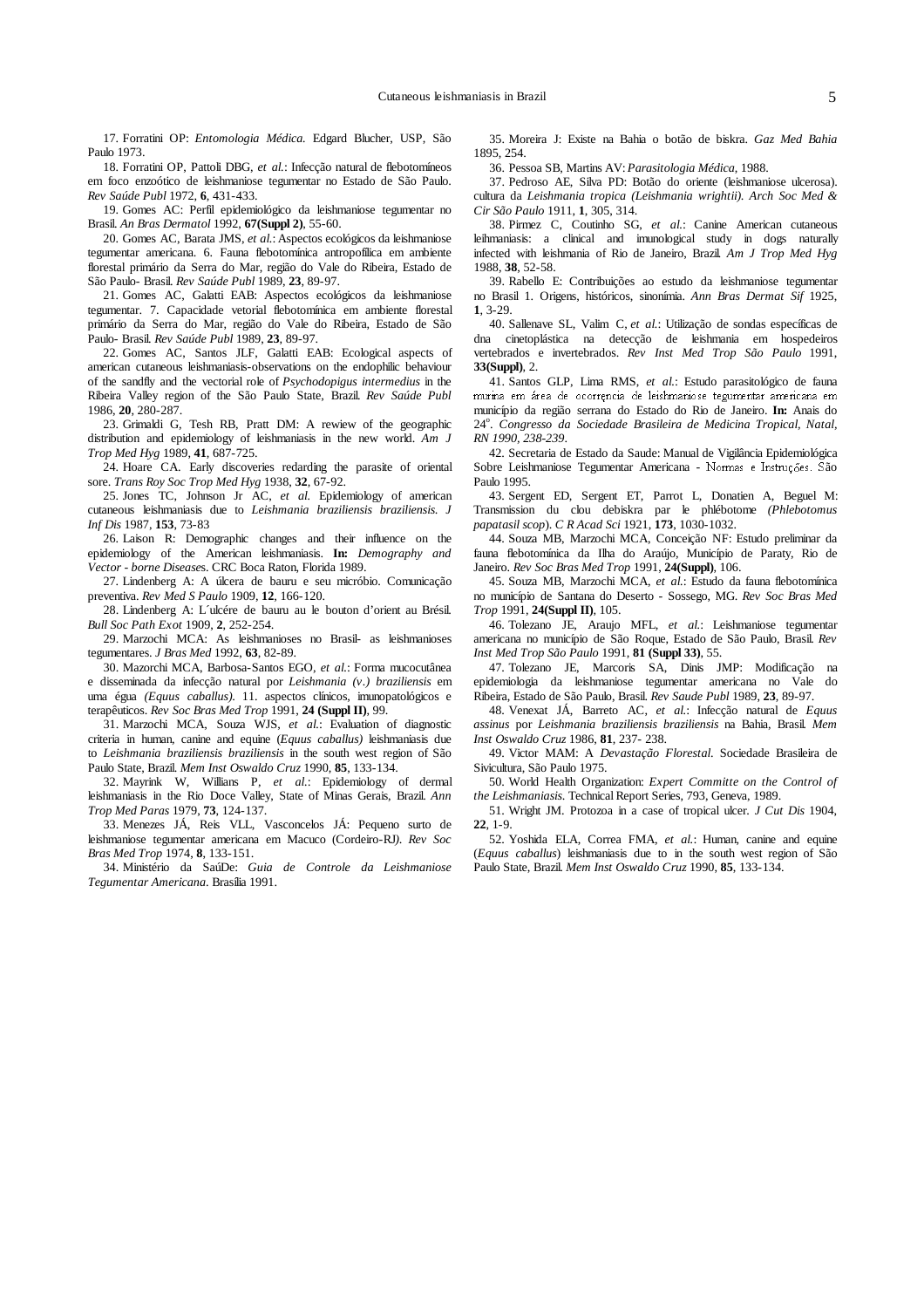17. Forratini OP: *Entomologia Médica.* Edgard Blucher, USP, São Paulo 1973.

18. Forratini OP, Pattoli DBG, *et al.*: Infecção natural de flebotomíneos em foco enzoótico de leishmaniose tegumentar no Estado de São Paulo. *Rev Saúde Publ* 1972, **6**, 431-433.

19. Gomes AC: Perfil epidemiológico da leishmaniose tegumentar no Brasil. *An Bras Dermatol* 1992, **67(Suppl 2)**, 55-60.

20. Gomes AC, Barata JMS, *et al.*: Aspectos ecológicos da leishmaniose tegumentar americana. 6. Fauna flebotomínica antropofílica em ambiente florestal primário da Serra do Mar, região do Vale do Ribeira, Estado de São Paulo- Brasil. *Rev Saúde Publ* 1989, **23**, 89-97.

21. Gomes AC, Galatti EAB: Aspectos ecológicos da leishmaniose tegumentar. 7. Capacidade vetorial flebotomínica em ambiente florestal primário da Serra do Mar, região do Vale do Ribeira, Estado de São Paulo- Brasil. *Rev Saúde Publ* 1989, **23**, 89-97.

22. Gomes AC, Santos JLF, Galatti EAB: Ecological aspects of american cutaneous leishmaniasis-observations on the endophilic behaviour of the sandfly and the vectorial role of *Psychodopigus intermedius* in the Ribeira Valley region of the São Paulo State, Brazil. *Rev Saúde Publ* 1986, **20**, 280-287.

23. Grimaldi G, Tesh RB, Pratt DM: A rewiew of the geographic distribution and epidemiology of leishmaniasis in the new world. *Am J Trop Med Hyg* 1989, **41**, 687-725.

24. Hoare CA. Early discoveries redarding the parasite of oriental sore. *Trans Roy Soc Trop Med Hyg* 1938, **32**, 67-92.

25. Jones TC, Johnson Jr AC, *et al.* Epidemiology of american cutaneous leishmaniasis due to *Leishmania braziliensis braziliensis. J Inf Dis* 1987, **153**, 73-83

26. Laison R: Demographic changes and their influence on the epidemiology of the American leishmaniasis. **In:** *Demography and Vector - borne Diseases*. CRC Boca Raton, Florida 1989.

27. Lindenberg A: A úlcera de bauru e seu micróbio. Comunicação preventiva. *Rev Med S Paulo* 1909, **12**, 166-120.

28. Lindenberg A: L´ulcére de bauru au le bouton d'orient au Brésil. *Bull Soc Path Exot* 1909, **2**, 252-254.

29. Marzochi MCA: As leishmanioses no Brasil- as leishmanioses tegumentares. *J Bras Med* 1992, **63**, 82-89.

30. Mazorchi MCA, Barbosa-Santos EGO, *et al.*: Forma mucocutânea e disseminada da infecção natural por *Leishmania (v.) braziliensis* em uma égua *(Equus caballus).* 11. aspectos clínicos, imunopatológicos e terapêuticos. *Rev Soc Bras Med Trop* 1991, **24 (Suppl II)**, 99.

31. Marzochi MCA, Souza WJS, *et al.*: Evaluation of diagnostic criteria in human, canine and equine (*Equus caballus)* leishmaniasis due to *Leishmania braziliensis braziliensis* in the south west region of São Paulo State, Brazil. *Mem Inst Oswaldo Cruz* 1990, **85**, 133-134.

32. Mayrink W, Willians P, *et al.*: Epidemiology of dermal leishmaniasis in the Rio Doce Valley, State of Minas Gerais, Brazil. *Ann Trop Med Paras* 1979, **73**, 124-137.

33. Menezes JÁ, Reis VLL, Vasconcelos JÁ: Pequeno surto de leishmaniose tegumentar americana em Macuco (Cordeiro-RJ*). Rev Soc Bras Med Trop* 1974, **8**, 133-151.

34. Ministério da SaúDe: *Guia de Controle da Leishmaniose Tegumentar Americana.* Brasília 1991.

35. Moreira J: Existe na Bahia o botão de biskra. *Gaz Med Bahia* 1895, 254.

36. Pessoa SB, Martins AV: *Parasitologia Médica,* 1988.

37. Pedroso AE, Silva PD: Botão do oriente (leishmaniose ulcerosa). cultura da *Leishmania tropica (Leishmania wrightii). Arch Soc Med & Cir São Paulo* 1911, **1**, 305, 314.

38. Pirmez C, Coutinho SG, *et al.*: Canine American cutaneous leihmaniasis: a clinical and imunological study in dogs naturally infected with leishmania of Rio de Janeiro, Brazil. *Am J Trop Med Hyg* 1988, **38**, 52-58.

39. Rabello E: Contribuições ao estudo da leishmaniose tegumentar no Brasil 1. Origens, históricos, sinonímia. *Ann Bras Dermat Sif* 1925, **1**, 3-29.

40. Sallenave SL, Valim C, *et al.*: Utilização de sondas específicas de dna cinetoplástica na detecção de leishmania em hospedeiros vertebrados e invertebrados. *Rev Inst Med Trop São Paulo* 1991, **33(Suppl)**, 2.

41. Santos GLP, Lima RMS, *et al.*: Estudo parasitológico de fauna murina em área de ocorrência de leishmaniose tegumentar americana em município da região serrana do Estado do Rio de Janeiro. **In:** Anais do 24º. *Congresso da Sociedade Brasileira de Medicina Tropical, Natal, RN 1990, 238-239*.

42. Secretaria de Estado da Saude: Manual de Vigilância Epidemiológica Sobre Leishmaniose Tegumentar Americana - Normas e Instruções. São Paulo 1995.

43. Sergent ED, Sergent ET, Parrot L, Donatien A, Beguel M: Transmission du clou debiskra par le phlébotome *(Phlebotomus papatasil scop*). *C R Acad Sci* 1921, **173**, 1030-1032.

44. Souza MB, Marzochi MCA, Conceição NF: Estudo preliminar da fauna flebotomínica da Ilha do Araújo, Município de Paraty, Rio de Janeiro. *Rev Soc Bras Med Trop* 1991, **24(Suppl)**, 106.

45. Souza MB, Marzochi MCA, *et al.*: Estudo da fauna flebotomínica no município de Santana do Deserto - Sossego, MG. *Rev Soc Bras Med Trop* 1991, **24(Suppl II)**, 105.

46. Tolezano JE, Araujo MFL, *et al.*: Leishmaniose tegumentar americana no município de São Roque, Estado de São Paulo, Brasil. *Rev Inst Med Trop São Paulo* 1991, **81 (Suppl 33)**, 55.

47. Tolezano JE, Marcoris SA, Dinis JMP: Modificação na epidemiologia da leishmaniose tegumentar americana no Vale do Ribeira, Estado de São Paulo, Brasil. *Rev Saude Publ* 1989, **23**, 89-97.

48. Venexat JÁ, Barreto AC, *et al.*: Infecção natural de *Equus assinus* por *Leishmania braziliensis braziliensis* na Bahia, Brasil. *Mem Inst Oswaldo Cruz* 1986, **81**, 237- 238.

49. Victor MAM: A *Devastação Florestal.* Sociedade Brasileira de Sivicultura, São Paulo 1975.

50. World Health Organization: *Expert Committe on the Control of the Leishmaniasis.* Technical Report Series, 793, Geneva, 1989.

51. Wright JM. Protozoa in a case of tropical ulcer. *J Cut Dis* 1904, **22**, 1-9.

52. Yoshida ELA, Correa FMA, *et al.*: Human, canine and equine (*Equus caballus*) leishmaniasis due to in the south west region of São Paulo State, Brazil. *Mem Inst Oswaldo Cruz* 1990, **85**, 133-134.